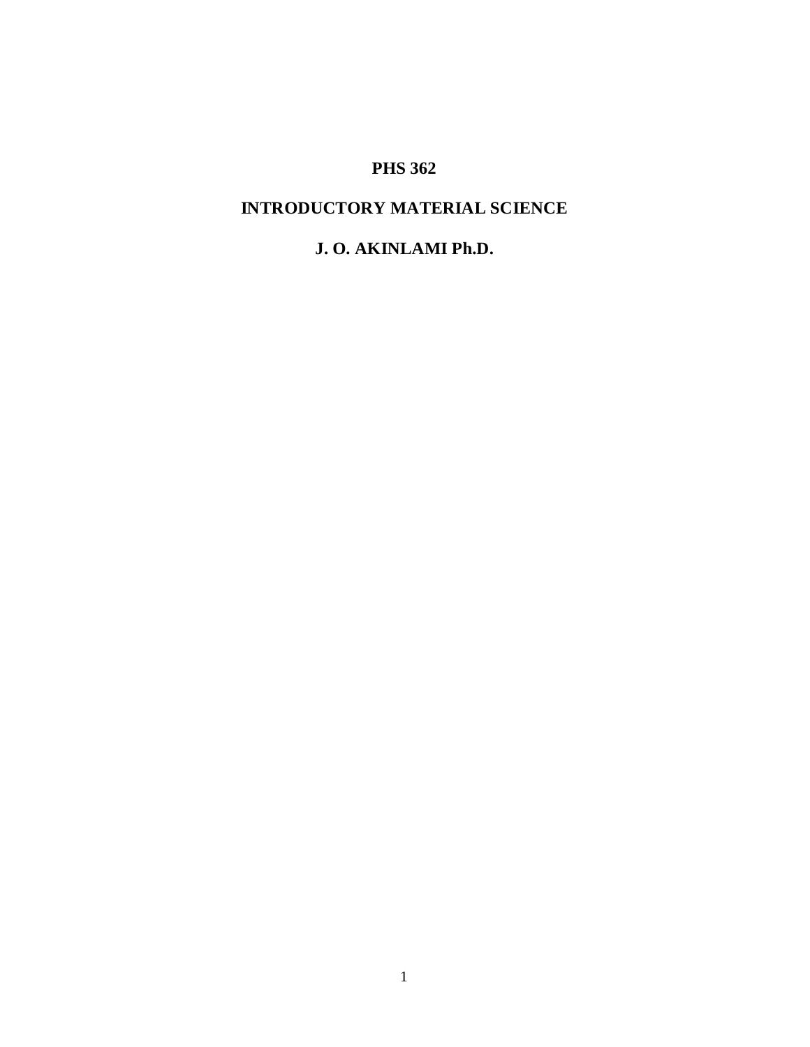# PHS 362

# INTRODUCTORY MATERIAL SCIENCE

**J. O. AKINLAMI Ph.D.**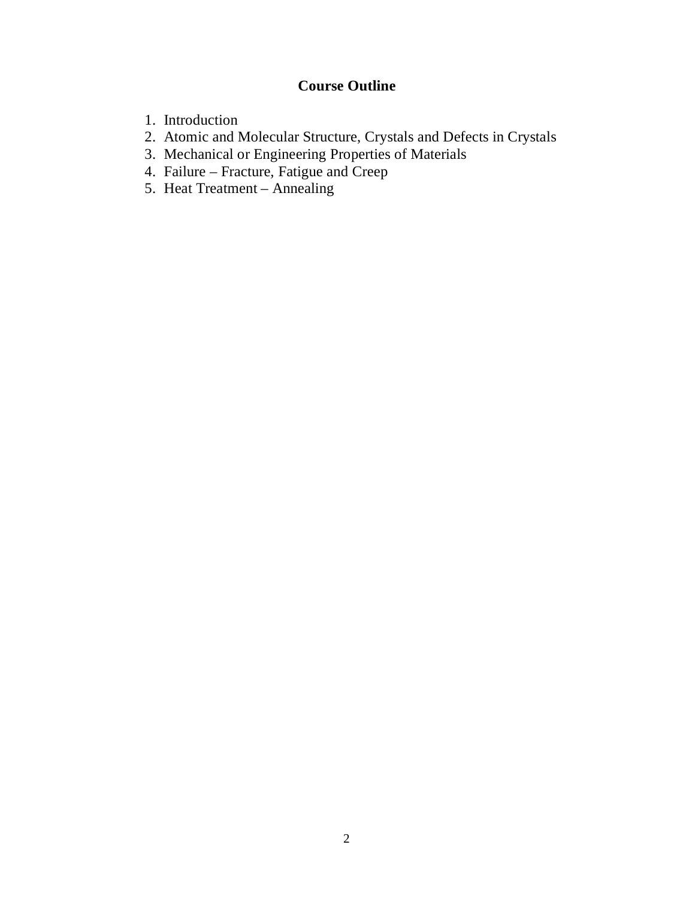# Course Outline

1. Introduction
2. Atomic and Molecular Structure, Crystals and Defects in Crystals
3. Mechanical or Engineering Properties of Materials
4. Failure – Fracture, Fatigue and Creep
5. Heat Treatment – Annealing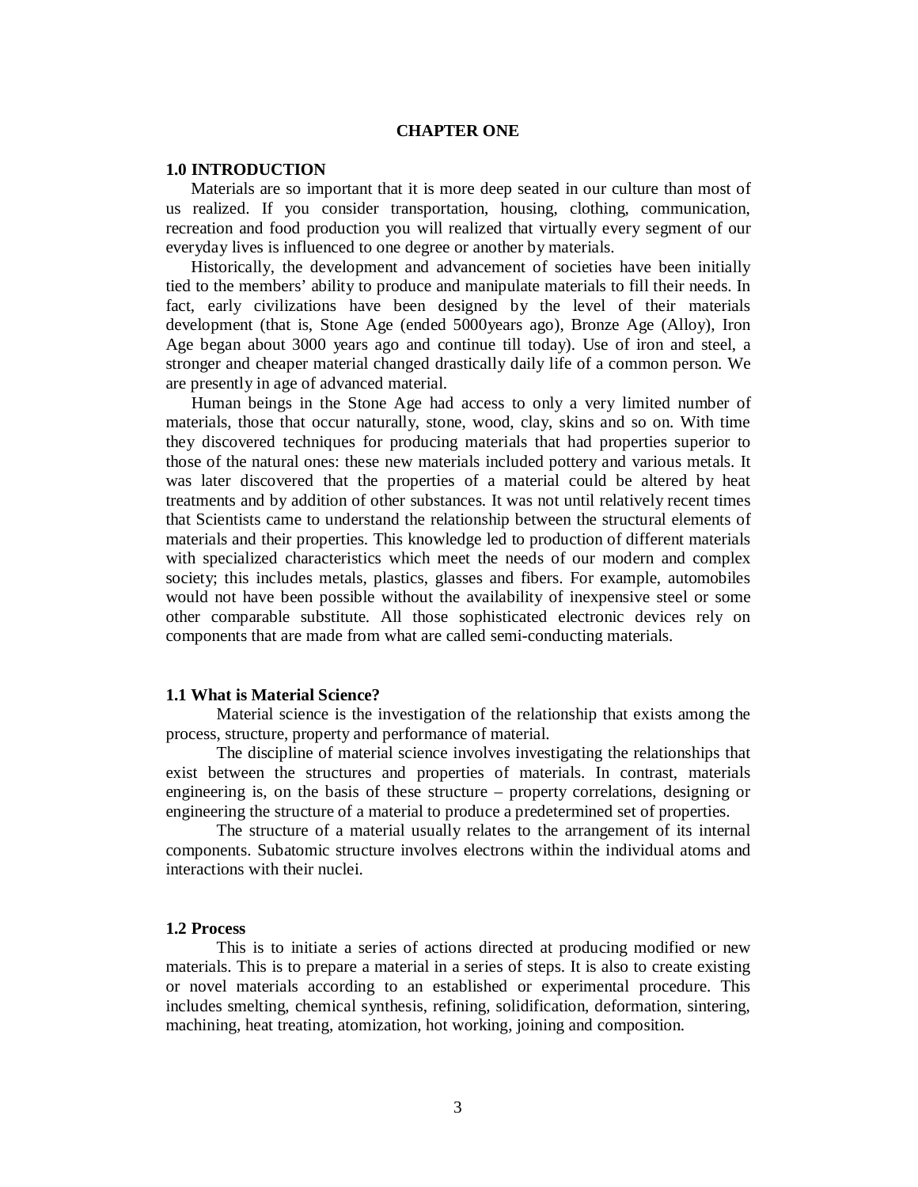# CHAPTER ONE

## 1.0 INTRODUCTION

Materials are so important that it is more deep seated in our culture than most of us realized. If you consider transportation, housing, clothing, communication, recreation and food production you will realized that virtually every segment of our everyday lives is influenced to one degree or another by materials.

Historically, the development and advancement of societies have been initially tied to the members' ability to produce and manipulate materials to fill their needs. In fact, early civilizations have been designed by the level of their materials development (that is, Stone Age (ended 5000years ago), Bronze Age (Alloy), Iron Age began about 3000 years ago and continue till today). Use of iron and steel, a stronger and cheaper material changed drastically daily life of a common person. We are presently in age of advanced material.

Human beings in the Stone Age had access to only a very limited number of materials, those that occur naturally, stone, wood, clay, skins and so on. With time they discovered techniques for producing materials that had properties superior to those of the natural ones: these new materials included pottery and various metals. It was later discovered that the properties of a material could be altered by heat treatments and by addition of other substances. It was not until relatively recent times that Scientists came to understand the relationship between the structural elements of materials and their properties. This knowledge led to production of different materials with specialized characteristics which meet the needs of our modern and complex society; this includes metals, plastics, glasses and fibers. For example, automobiles would not have been possible without the availability of inexpensive steel or some other comparable substitute. All those sophisticated electronic devices rely on components that are made from what are called semi-conducting materials.

## 1.1 What is Material Science?

Material science is the investigation of the relationship that exists among the process, structure, property and performance of material.

The discipline of material science involves investigating the relationships that exist between the structures and properties of materials. In contrast, materials engineering is, on the basis of these structure – property correlations, designing or engineering the structure of a material to produce a predetermined set of properties.

The structure of a material usually relates to the arrangement of its internal components. Subatomic structure involves electrons within the individual atoms and interactions with their nuclei.

## 1.2 Process

This is to initiate a series of actions directed at producing modified or new materials. This is to prepare a material in a series of steps. It is also to create existing or novel materials according to an established or experimental procedure. This includes smelting, chemical synthesis, refining, solidification, deformation, sintering, machining, heat treating, atomization, hot working, joining and composition.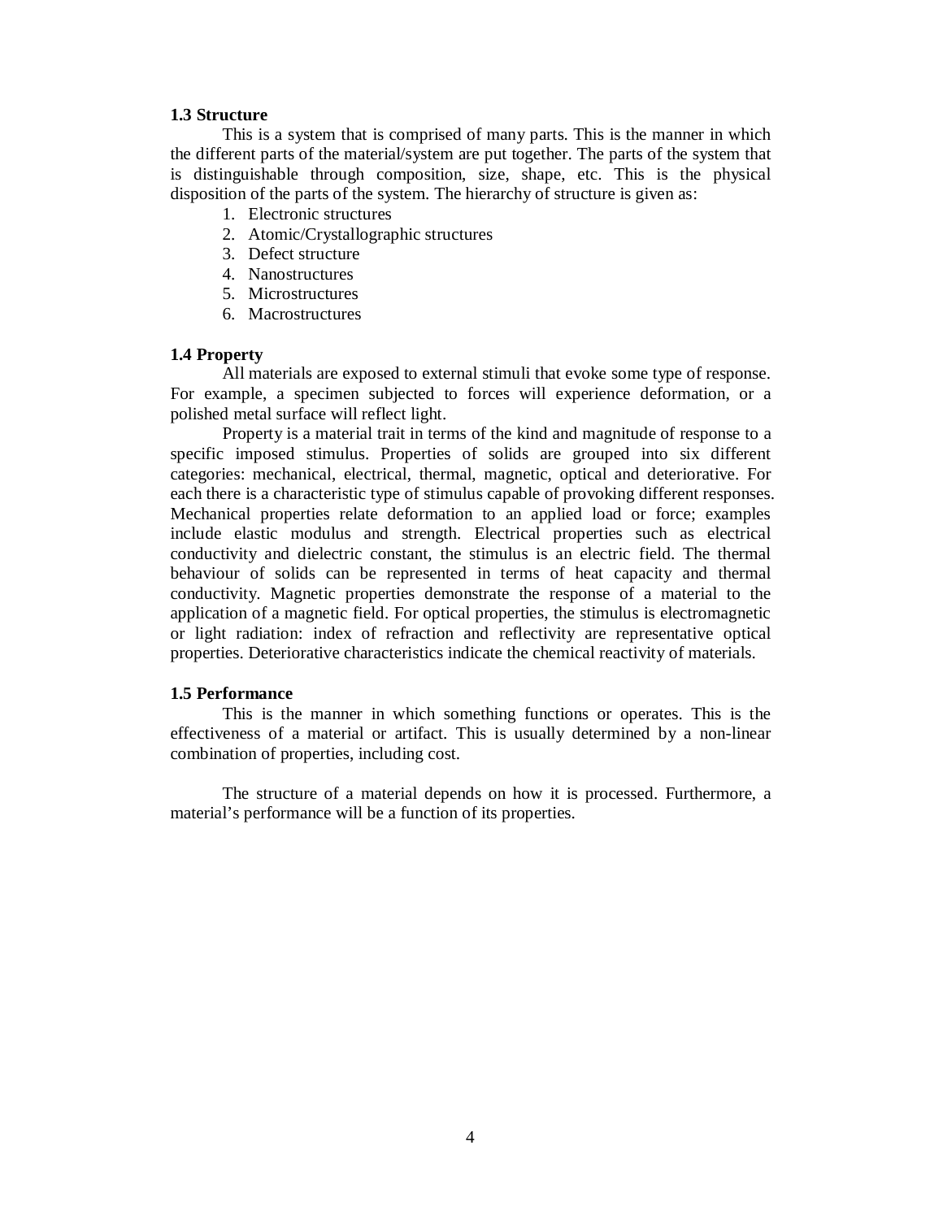### 1.3 Structure

This is a system that is comprised of many parts. This is the manner in which the different parts of the material/system are put together. The parts of the system that is distinguishable through composition, size, shape, etc. This is the physical disposition of the parts of the system. The hierarchy of structure is given as:

1. Electronic structures
2. Atomic/Crystallographic structures
3. Defect structure
4. Nanostructures
5. Microstructures
6. Macrostructures

### 1.4 Property

All materials are exposed to external stimuli that evoke some type of response. For example, a specimen subjected to forces will experience deformation, or a polished metal surface will reflect light.

Property is a material trait in terms of the kind and magnitude of response to a specific imposed stimulus. Properties of solids are grouped into six different categories: mechanical, electrical, thermal, magnetic, optical and deteriorative. For each there is a characteristic type of stimulus capable of provoking different responses. Mechanical properties relate deformation to an applied load or force; examples include elastic modulus and strength. Electrical properties such as electrical conductivity and dielectric constant, the stimulus is an electric field. The thermal behaviour of solids can be represented in terms of heat capacity and thermal conductivity. Magnetic properties demonstrate the response of a material to the application of a magnetic field. For optical properties, the stimulus is electromagnetic or light radiation: index of refraction and reflectivity are representative optical properties. Deteriorative characteristics indicate the chemical reactivity of materials.

### 1.5 Performance

This is the manner in which something functions or operates. This is the effectiveness of a material or artifact. This is usually determined by a non-linear combination of properties, including cost.

The structure of a material depends on how it is processed. Furthermore, a material's performance will be a function of its properties.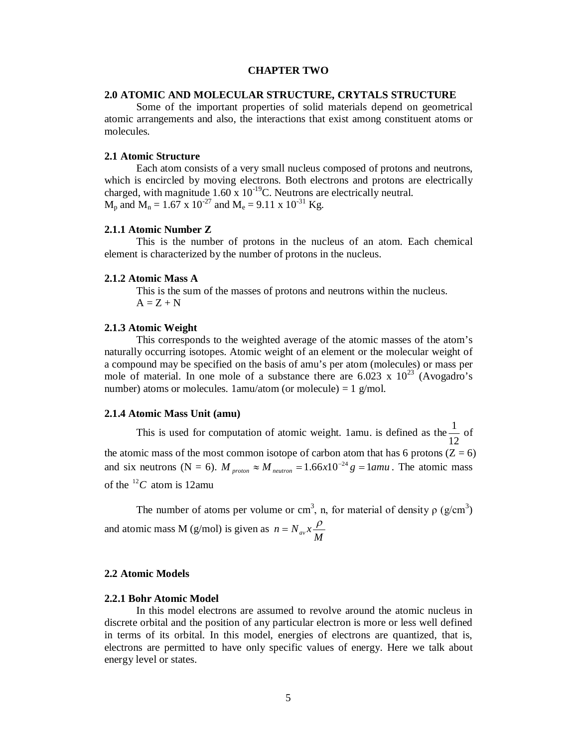# CHAPTER TWO

## 2.0 ATOMIC AND MOLECULAR STRUCTURE, CRYTALS STRUCTURE

Some of the important properties of solid materials depend on geometrical atomic arrangements and also, the interactions that exist among constituent atoms or molecules.

## 2.1 Atomic Structure

Each atom consists of a very small nucleus composed of protons and neutrons, which is encircled by moving electrons. Both electrons and protons are electrically charged, with magnitude $1.60 \times 10^{-19}$C. Neutrons are electrically neutral.
$M_p$ and $M_n = 1.67 \times 10^{-27}$ and $M_e = 9.11 \times 10^{-31}$ Kg.

### 2.1.1 Atomic Number Z

This is the number of protons in the nucleus of an atom. Each chemical element is characterized by the number of protons in the nucleus.

### 2.1.2 Atomic Mass A

This is the sum of the masses of protons and neutrons within the nucleus.
$A = Z + N$

### 2.1.3 Atomic Weight

This corresponds to the weighted average of the atomic masses of the atom's naturally occurring isotopes. Atomic weight of an element or the molecular weight of a compound may be specified on the basis of amu's per atom (molecules) or mass per mole of material. In one mole of a substance there are $6.023 \times 10^{23}$ (Avogadro's number) atoms or molecules. 1amu/atom (or molecule) = 1 g/mol.

### 2.1.4 Atomic Mass Unit (amu)

This is used for computation of atomic weight. 1amu. is defined as the $\frac{1}{12}$ of the atomic mass of the most common isotope of carbon atom that has 6 protons (Z = 6) and six neutrons (N = 6). $M_{proton} \approx M_{neutron} = 1.66x10^{-24} g = 1amu$. The atomic mass of the $^{12}C$ atom is 12amu

The number of atoms per volume or cm$^3$, n, for material of density ρ (g/cm$^3$) and atomic mass M (g/mol) is given as $n = N_{av} x \frac{\rho}{M}$

## 2.2 Atomic Models

### 2.2.1 Bohr Atomic Model

In this model electrons are assumed to revolve around the atomic nucleus in discrete orbital and the position of any particular electron is more or less well defined in terms of its orbital. In this model, energies of electrons are quantized, that is, electrons are permitted to have only specific values of energy. Here we talk about energy level or states.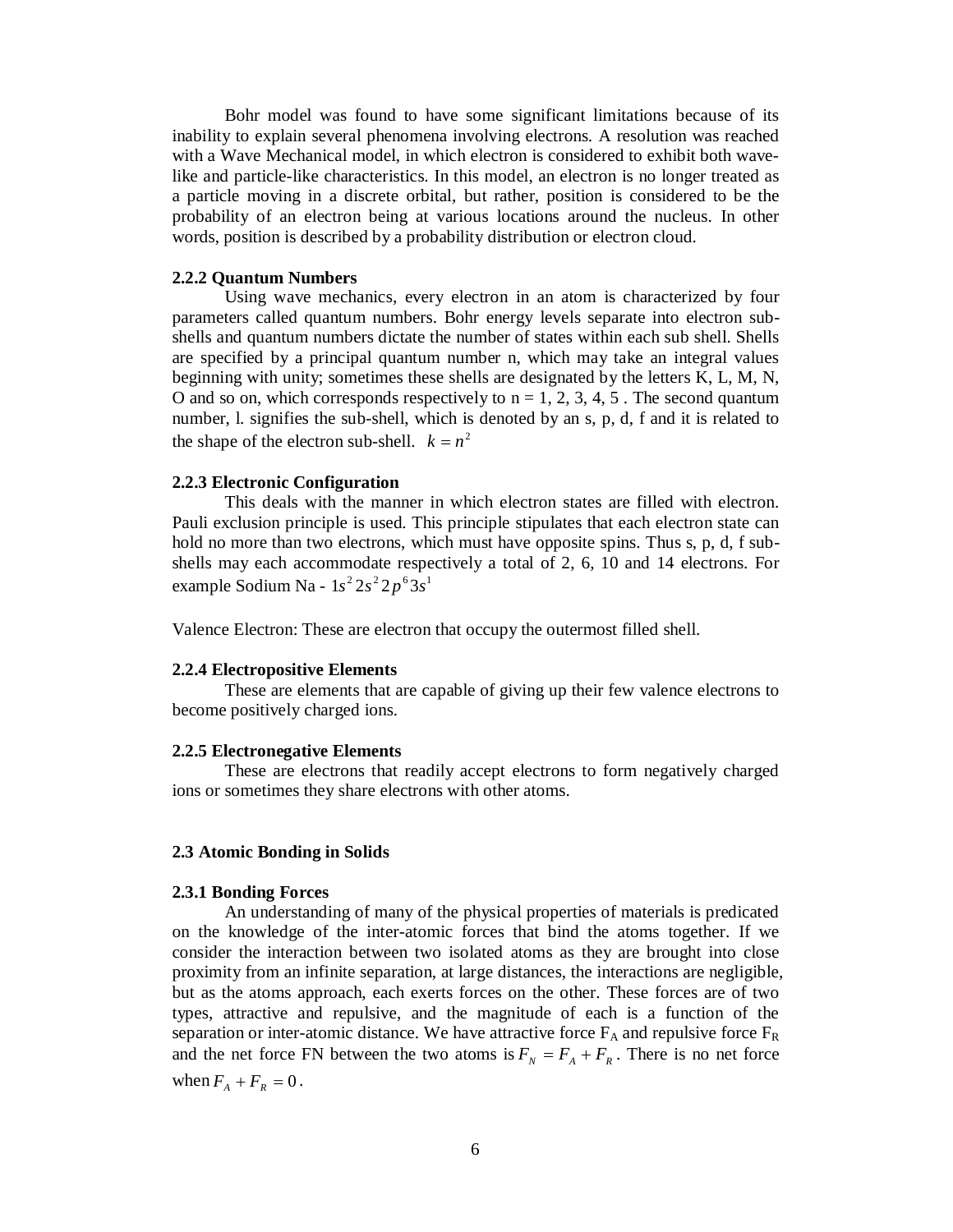Bohr model was found to have some significant limitations because of its inability to explain several phenomena involving electrons. A resolution was reached with a Wave Mechanical model, in which electron is considered to exhibit both wave-like and particle-like characteristics. In this model, an electron is no longer treated as a particle moving in a discrete orbital, but rather, position is considered to be the probability of an electron being at various locations around the nucleus. In other words, position is described by a probability distribution or electron cloud.

### 2.2.2 Quantum Numbers

Using wave mechanics, every electron in an atom is characterized by four parameters called quantum numbers. Bohr energy levels separate into electron sub-shells and quantum numbers dictate the number of states within each sub shell. Shells are specified by a principal quantum number n, which may take an integral values beginning with unity; sometimes these shells are designated by the letters K, L, M, N, O and so on, which corresponds respectively to n = 1, 2, 3, 4, 5 . The second quantum number, l. signifies the sub-shell, which is denoted by an s, p, d, f and it is related to the shape of the electron sub-shell. $k = n^2$

### 2.2.3 Electronic Configuration

This deals with the manner in which electron states are filled with electron. Pauli exclusion principle is used. This principle stipulates that each electron state can hold no more than two electrons, which must have opposite spins. Thus s, p, d, f sub-shells may each accommodate respectively a total of 2, 6, 10 and 14 electrons. For example Sodium Na - $1s^2 2s^2 2p^6 3s^1$

Valence Electron: These are electron that occupy the outermost filled shell.

### 2.2.4 Electropositive Elements

These are elements that are capable of giving up their few valence electrons to become positively charged ions.

### 2.2.5 Electronegative Elements

These are electrons that readily accept electrons to form negatively charged ions or sometimes they share electrons with other atoms.

## 2.3 Atomic Bonding in Solids

### 2.3.1 Bonding Forces

An understanding of many of the physical properties of materials is predicated on the knowledge of the inter-atomic forces that bind the atoms together. If we consider the interaction between two isolated atoms as they are brought into close proximity from an infinite separation, at large distances, the interactions are negligible, but as the atoms approach, each exerts forces on the other. These forces are of two types, attractive and repulsive, and the magnitude of each is a function of the separation or inter-atomic distance. We have attractive force $F_A$ and repulsive force $F_R$ and the net force FN between the two atoms is $F_N = F_A + F_R$. There is no net force when $F_A + F_R = 0$.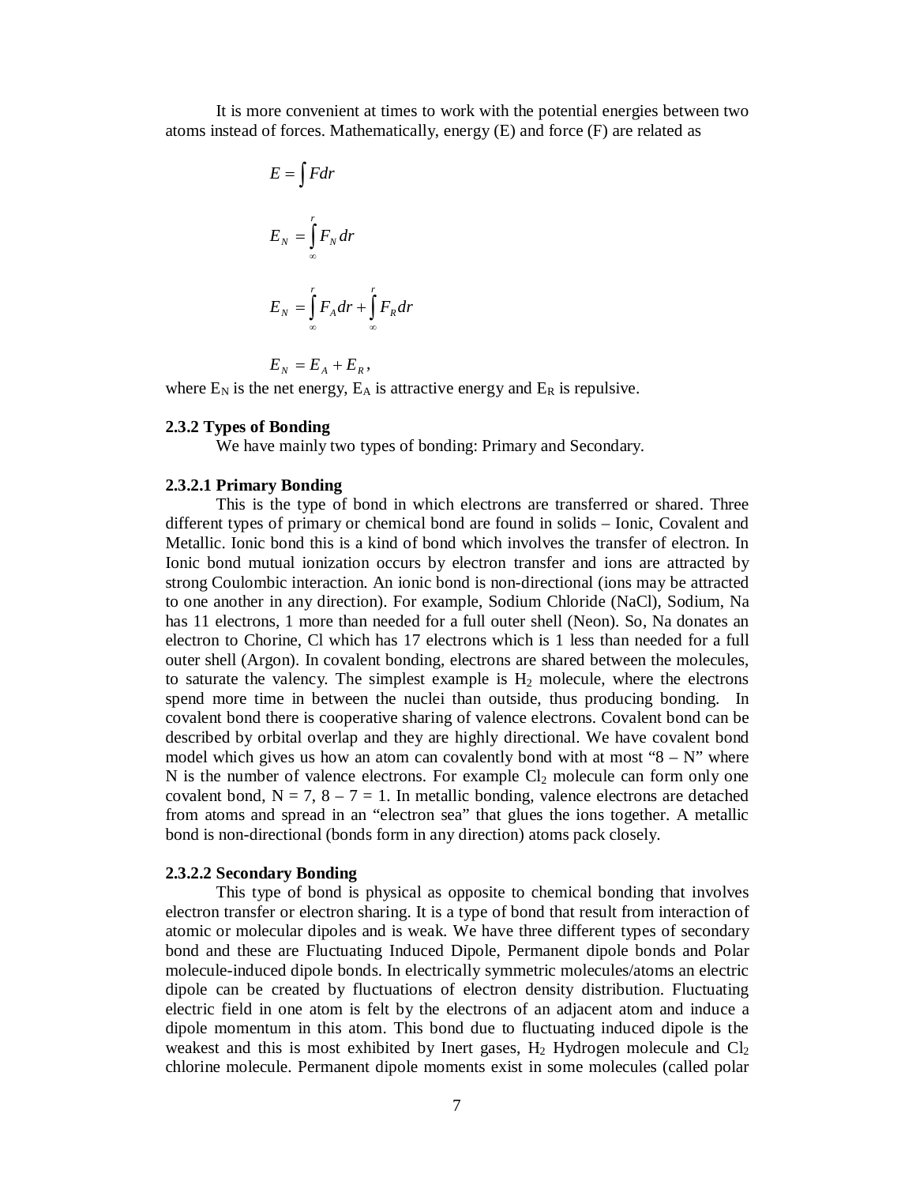It is more convenient at times to work with the potential energies between two atoms instead of forces. Mathematically, energy (E) and force (F) are related as

$$E = \int F dr$$

$$E_N = \int_{\infty}^{r} F_N dr$$

$$E_N = \int_{\infty}^{r} F_A dr + \int_{\infty}^{r} F_R dr$$

$$E_N = E_A + E_R,$$

where $E_N$ is the net energy, $E_A$ is attractive energy and $E_R$ is repulsive.

### 2.3.2 Types of Bonding

We have mainly two types of bonding: Primary and Secondary.

#### 2.3.2.1 Primary Bonding

This is the type of bond in which electrons are transferred or shared. Three different types of primary or chemical bond are found in solids – Ionic, Covalent and Metallic. Ionic bond this is a kind of bond which involves the transfer of electron. In Ionic bond mutual ionization occurs by electron transfer and ions are attracted by strong Coulombic interaction. An ionic bond is non-directional (ions may be attracted to one another in any direction). For example, Sodium Chloride (NaCl), Sodium, Na has 11 electrons, 1 more than needed for a full outer shell (Neon). So, Na donates an electron to Chorine, Cl which has 17 electrons which is 1 less than needed for a full outer shell (Argon). In covalent bonding, electrons are shared between the molecules, to saturate the valency. The simplest example is $H_2$ molecule, where the electrons spend more time in between the nuclei than outside, thus producing bonding. In covalent bond there is cooperative sharing of valence electrons. Covalent bond can be described by orbital overlap and they are highly directional. We have covalent bond model which gives us how an atom can covalently bond with at most "8 – N" where N is the number of valence electrons. For example $Cl_2$ molecule can form only one covalent bond, N = 7, 8 – 7 = 1. In metallic bonding, valence electrons are detached from atoms and spread in an "electron sea" that glues the ions together. A metallic bond is non-directional (bonds form in any direction) atoms pack closely.

#### 2.3.2.2 Secondary Bonding

This type of bond is physical as opposite to chemical bonding that involves electron transfer or electron sharing. It is a type of bond that result from interaction of atomic or molecular dipoles and is weak. We have three different types of secondary bond and these are Fluctuating Induced Dipole, Permanent dipole bonds and Polar molecule-induced dipole bonds. In electrically symmetric molecules/atoms an electric dipole can be created by fluctuations of electron density distribution. Fluctuating electric field in one atom is felt by the electrons of an adjacent atom and induce a dipole momentum in this atom. This bond due to fluctuating induced dipole is the weakest and this is most exhibited by Inert gases, $H_2$ Hydrogen molecule and $Cl_2$ chlorine molecule. Permanent dipole moments exist in some molecules (called polar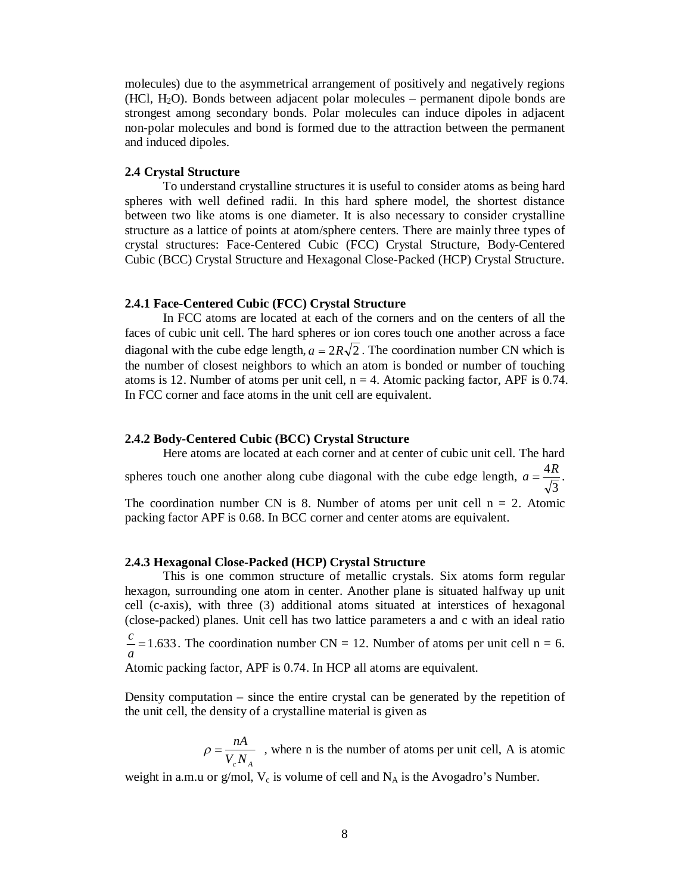molecules) due to the asymmetrical arrangement of positively and negatively regions (HCl, $H_2O$). Bonds between adjacent polar molecules – permanent dipole bonds are strongest among secondary bonds. Polar molecules can induce dipoles in adjacent non-polar molecules and bond is formed due to the attraction between the permanent and induced dipoles.

### 2.4 Crystal Structure

To understand crystalline structures it is useful to consider atoms as being hard spheres with well defined radii. In this hard sphere model, the shortest distance between two like atoms is one diameter. It is also necessary to consider crystalline structure as a lattice of points at atom/sphere centers. There are mainly three types of crystal structures: Face-Centered Cubic (FCC) Crystal Structure, Body-Centered Cubic (BCC) Crystal Structure and Hexagonal Close-Packed (HCP) Crystal Structure.

#### 2.4.1 Face-Centered Cubic (FCC) Crystal Structure

In FCC atoms are located at each of the corners and on the centers of all the faces of cubic unit cell. The hard spheres or ion cores touch one another across a face diagonal with the cube edge length, $a = 2R\sqrt{2}$. The coordination number CN which is the number of closest neighbors to which an atom is bonded or number of touching atoms is 12. Number of atoms per unit cell, n = 4. Atomic packing factor, APF is 0.74. In FCC corner and face atoms in the unit cell are equivalent.

#### 2.4.2 Body-Centered Cubic (BCC) Crystal Structure

Here atoms are located at each corner and at center of cubic unit cell. The hard spheres touch one another along cube diagonal with the cube edge length, $a = \frac{4R}{\sqrt{3}}$. The coordination number CN is 8. Number of atoms per unit cell n = 2. Atomic packing factor APF is 0.68. In BCC corner and center atoms are equivalent.

#### 2.4.3 Hexagonal Close-Packed (HCP) Crystal Structure

This is one common structure of metallic crystals. Six atoms form regular hexagon, surrounding one atom in center. Another plane is situated halfway up unit cell (c-axis), with three (3) additional atoms situated at interstices of hexagonal (close-packed) planes. Unit cell has two lattice parameters a and c with an ideal ratio $\frac{c}{a} = 1.633$. The coordination number CN = 12. Number of atoms per unit cell n = 6. Atomic packing factor, APF is 0.74. In HCP all atoms are equivalent.

Density computation – since the entire crystal can be generated by the repetition of the unit cell, the density of a crystalline material is given as

$$\rho = \frac{nA}{V_c N_A}$$

, where n is the number of atoms per unit cell, A is atomic weight in a.m.u or g/mol, $V_c$ is volume of cell and $N_A$ is the Avogadro's Number.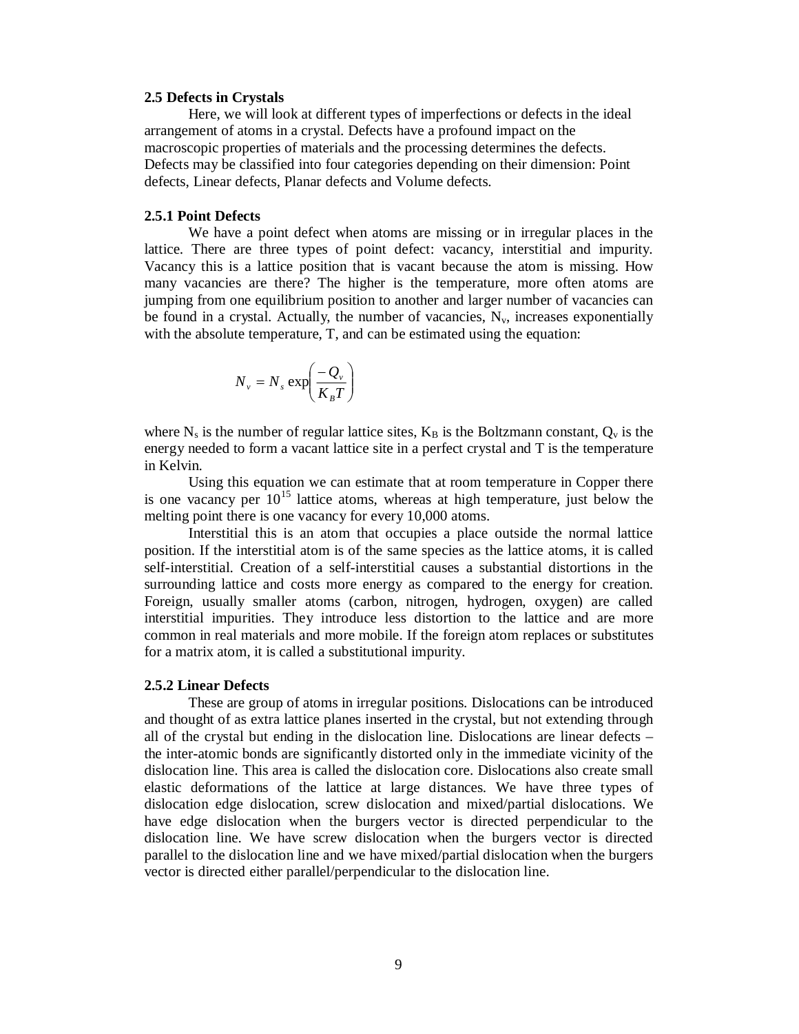### 2.5 Defects in Crystals

Here, we will look at different types of imperfections or defects in the ideal arrangement of atoms in a crystal. Defects have a profound impact on the macroscopic properties of materials and the processing determines the defects. Defects may be classified into four categories depending on their dimension: Point defects, Linear defects, Planar defects and Volume defects.

### 2.5.1 Point Defects

We have a point defect when atoms are missing or in irregular places in the lattice. There are three types of point defect: vacancy, interstitial and impurity. Vacancy this is a lattice position that is vacant because the atom is missing. How many vacancies are there? The higher is the temperature, more often atoms are jumping from one equilibrium position to another and larger number of vacancies can be found in a crystal. Actually, the number of vacancies, $N_v$, increases exponentially with the absolute temperature, T, and can be estimated using the equation:

$$N_v = N_s \exp\left(\frac{-Q_v}{K_B T}\right)$$

where $N_s$ is the number of regular lattice sites, $K_B$ is the Boltzmann constant, $Q_v$ is the energy needed to form a vacant lattice site in a perfect crystal and T is the temperature in Kelvin.

Using this equation we can estimate that at room temperature in Copper there is one vacancy per $10^{15}$ lattice atoms, whereas at high temperature, just below the melting point there is one vacancy for every 10,000 atoms.

Interstitial this is an atom that occupies a place outside the normal lattice position. If the interstitial atom is of the same species as the lattice atoms, it is called self-interstitial. Creation of a self-interstitial causes a substantial distortions in the surrounding lattice and costs more energy as compared to the energy for creation. Foreign, usually smaller atoms (carbon, nitrogen, hydrogen, oxygen) are called interstitial impurities. They introduce less distortion to the lattice and are more common in real materials and more mobile. If the foreign atom replaces or substitutes for a matrix atom, it is called a substitutional impurity.

### 2.5.2 Linear Defects

These are group of atoms in irregular positions. Dislocations can be introduced and thought of as extra lattice planes inserted in the crystal, but not extending through all of the crystal but ending in the dislocation line. Dislocations are linear defects – the inter-atomic bonds are significantly distorted only in the immediate vicinity of the dislocation line. This area is called the dislocation core. Dislocations also create small elastic deformations of the lattice at large distances. We have three types of dislocation edge dislocation, screw dislocation and mixed/partial dislocations. We have edge dislocation when the burgers vector is directed perpendicular to the dislocation line. We have screw dislocation when the burgers vector is directed parallel to the dislocation line and we have mixed/partial dislocation when the burgers vector is directed either parallel/perpendicular to the dislocation line.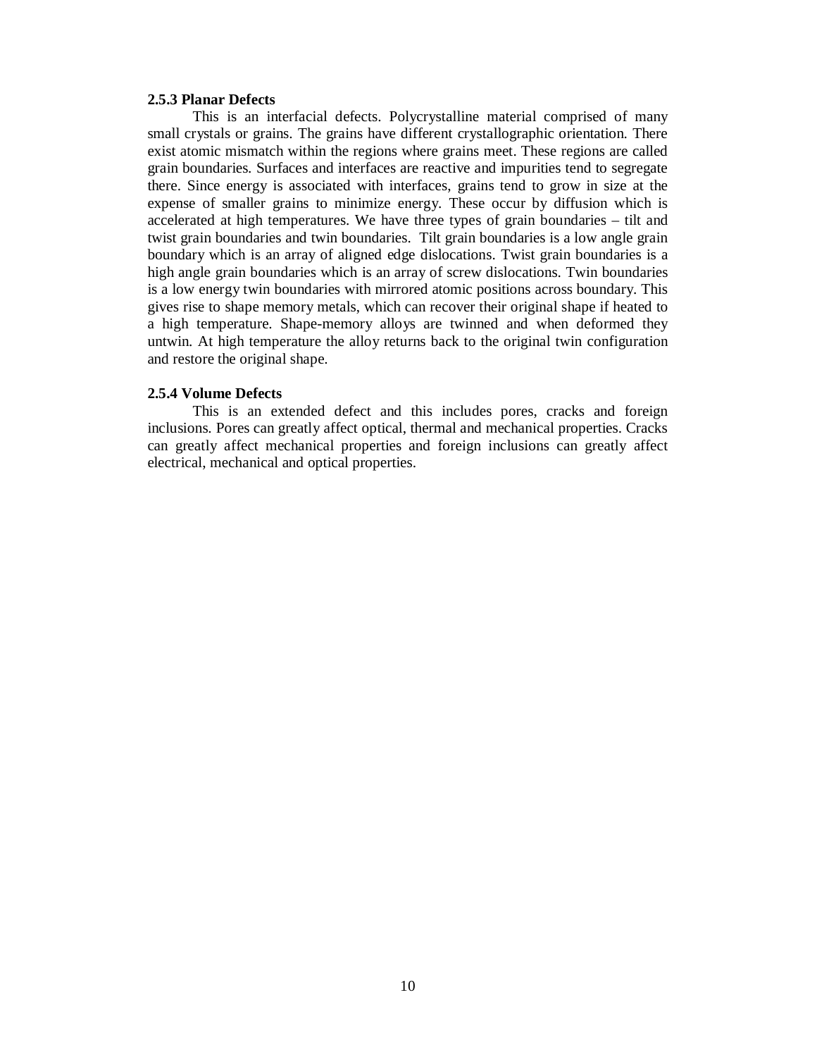### 2.5.3 Planar Defects

This is an interfacial defects. Polycrystalline material comprised of many small crystals or grains. The grains have different crystallographic orientation. There exist atomic mismatch within the regions where grains meet. These regions are called grain boundaries. Surfaces and interfaces are reactive and impurities tend to segregate there. Since energy is associated with interfaces, grains tend to grow in size at the expense of smaller grains to minimize energy. These occur by diffusion which is accelerated at high temperatures. We have three types of grain boundaries – tilt and twist grain boundaries and twin boundaries. Tilt grain boundaries is a low angle grain boundary which is an array of aligned edge dislocations. Twist grain boundaries is a high angle grain boundaries which is an array of screw dislocations. Twin boundaries is a low energy twin boundaries with mirrored atomic positions across boundary. This gives rise to shape memory metals, which can recover their original shape if heated to a high temperature. Shape-memory alloys are twinned and when deformed they untwin. At high temperature the alloy returns back to the original twin configuration and restore the original shape.

### 2.5.4 Volume Defects

This is an extended defect and this includes pores, cracks and foreign inclusions. Pores can greatly affect optical, thermal and mechanical properties. Cracks can greatly affect mechanical properties and foreign inclusions can greatly affect electrical, mechanical and optical properties.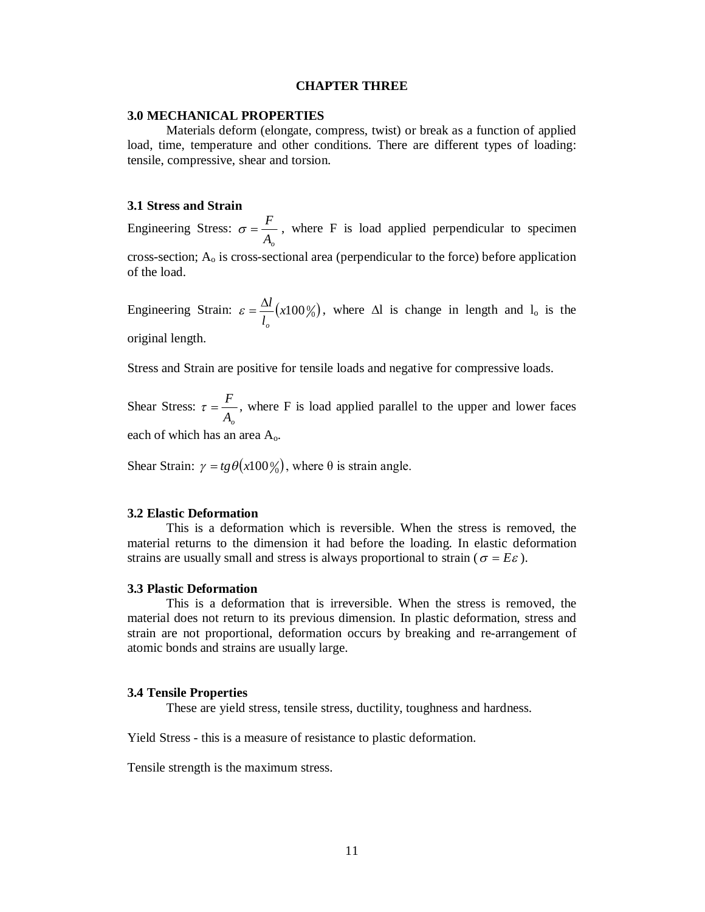# CHAPTER THREE

## 3.0 MECHANICAL PROPERTIES

Materials deform (elongate, compress, twist) or break as a function of applied load, time, temperature and other conditions. There are different types of loading: tensile, compressive, shear and torsion.

### 3.1 Stress and Strain

Engineering Stress: $\sigma = \frac{F}{A_o}$, where F is load applied perpendicular to specimen cross-section; $A_o$ is cross-sectional area (perpendicular to the force) before application of the load.

Engineering Strain: $\varepsilon = \frac{\Delta l}{l_o}\left(x100\%\right)$, where $\Delta$l is change in length and $l_o$ is the original length.

Stress and Strain are positive for tensile loads and negative for compressive loads.

Shear Stress: $\tau = \frac{F}{A_o}$, where F is load applied parallel to the upper and lower faces each of which has an area $A_o$.

Shear Strain: $\gamma = tg\theta\left(x100\%\right)$, where $\theta$ is strain angle.

### 3.2 Elastic Deformation

This is a deformation which is reversible. When the stress is removed, the material returns to the dimension it had before the loading. In elastic deformation strains are usually small and stress is always proportional to strain ($\sigma = E\varepsilon$).

### 3.3 Plastic Deformation

This is a deformation that is irreversible. When the stress is removed, the material does not return to its previous dimension. In plastic deformation, stress and strain are not proportional, deformation occurs by breaking and re-arrangement of atomic bonds and strains are usually large.

### 3.4 Tensile Properties

These are yield stress, tensile stress, ductility, toughness and hardness.

Yield Stress - this is a measure of resistance to plastic deformation.

Tensile strength is the maximum stress.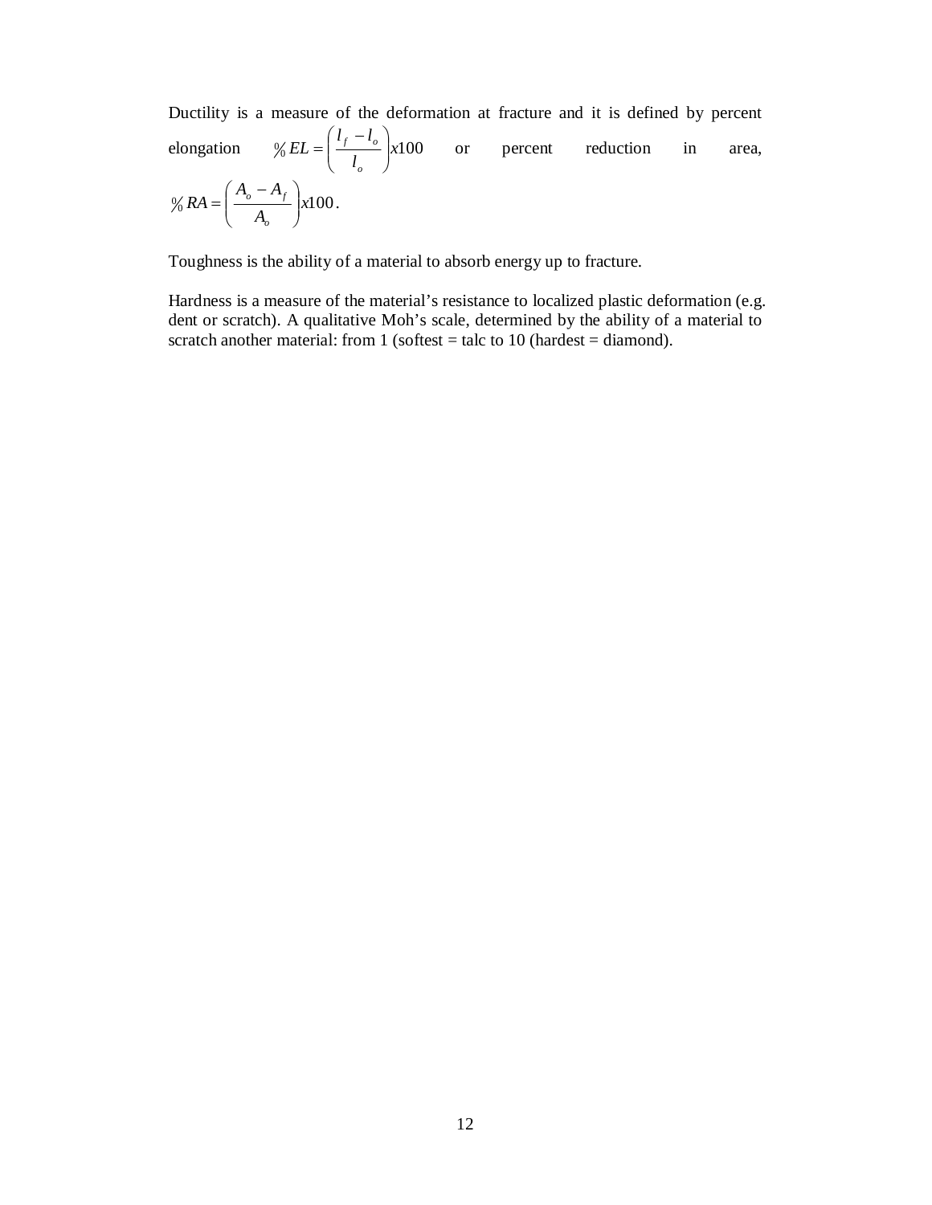Ductility is a measure of the deformation at fracture and it is defined by percent elongation $\%EL = \left(\frac{l_f - l_o}{l_o}\right) x100$ or percent reduction in area, $\%RA = \left(\frac{A_o - A_f}{A_o}\right) x100$.

Toughness is the ability of a material to absorb energy up to fracture.

Hardness is a measure of the material's resistance to localized plastic deformation (e.g. dent or scratch). A qualitative Moh's scale, determined by the ability of a material to scratch another material: from 1 (softest = talc to 10 (hardest = diamond).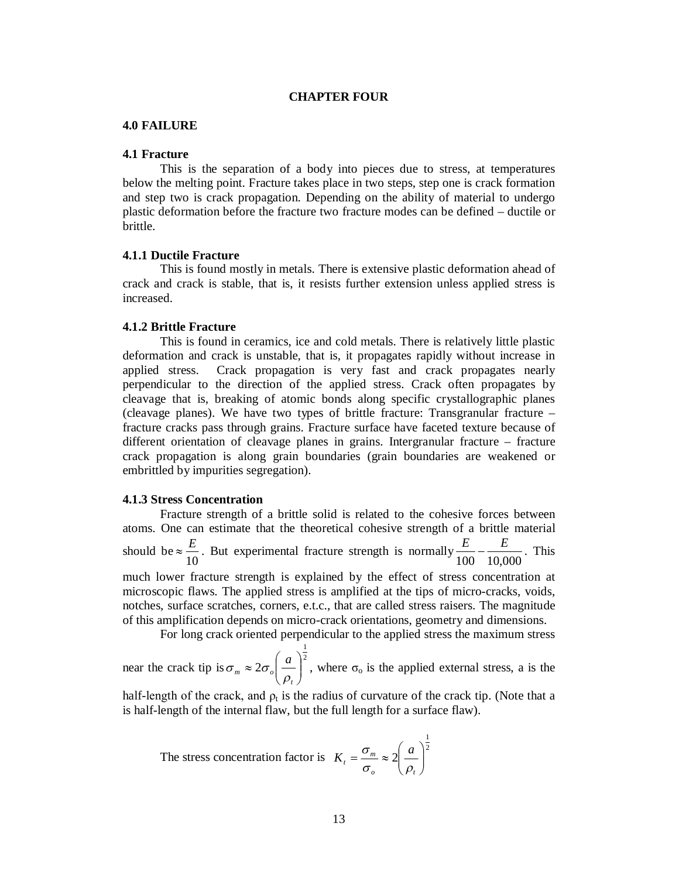# CHAPTER FOUR

## 4.0 FAILURE

### 4.1 Fracture

This is the separation of a body into pieces due to stress, at temperatures below the melting point. Fracture takes place in two steps, step one is crack formation and step two is crack propagation. Depending on the ability of material to undergo plastic deformation before the fracture two fracture modes can be defined – ductile or brittle.

#### 4.1.1 Ductile Fracture

This is found mostly in metals. There is extensive plastic deformation ahead of crack and crack is stable, that is, it resists further extension unless applied stress is increased.

#### 4.1.2 Brittle Fracture

This is found in ceramics, ice and cold metals. There is relatively little plastic deformation and crack is unstable, that is, it propagates rapidly without increase in applied stress. Crack propagation is very fast and crack propagates nearly perpendicular to the direction of the applied stress. Crack often propagates by cleavage that is, breaking of atomic bonds along specific crystallographic planes (cleavage planes). We have two types of brittle fracture: Transgranular fracture – fracture cracks pass through grains. Fracture surface have faceted texture because of different orientation of cleavage planes in grains. Intergranular fracture – fracture crack propagation is along grain boundaries (grain boundaries are weakened or embrittled by impurities segregation).

#### 4.1.3 Stress Concentration

Fracture strength of a brittle solid is related to the cohesive forces between atoms. One can estimate that the theoretical cohesive strength of a brittle material should be $\approx \frac{E}{10}$. But experimental fracture strength is normally $\frac{E}{100} - \frac{E}{10{,}000}$. This much lower fracture strength is explained by the effect of stress concentration at microscopic flaws. The applied stress is amplified at the tips of micro-cracks, voids, notches, surface scratches, corners, e.t.c., that are called stress raisers. The magnitude of this amplification depends on micro-crack orientations, geometry and dimensions.

For long crack oriented perpendicular to the applied stress the maximum stress near the crack tip is $\sigma_m \approx 2\sigma_o \left(\frac{a}{\rho_t}\right)^{\frac{1}{2}}$, where $\sigma_o$ is the applied external stress, a is the half-length of the crack, and $\rho_t$ is the radius of curvature of the crack tip. (Note that a is half-length of the internal flaw, but the full length for a surface flaw).

The stress concentration factor is $K_t = \frac{\sigma_m}{\sigma_o} \approx 2\left(\frac{a}{\rho_t}\right)^{\frac{1}{2}}$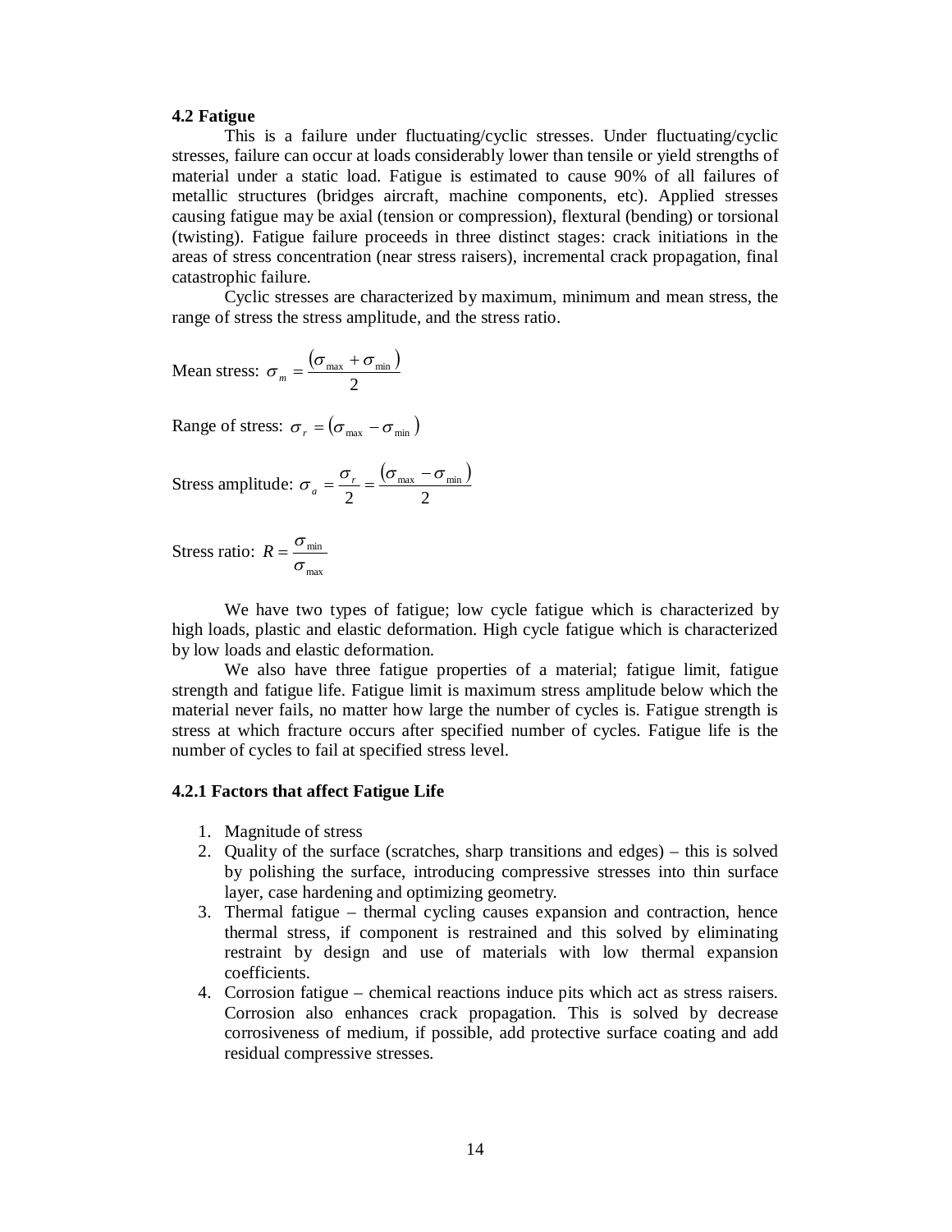### 4.2 Fatigue

This is a failure under fluctuating/cyclic stresses. Under fluctuating/cyclic stresses, failure can occur at loads considerably lower than tensile or yield strengths of material under a static load. Fatigue is estimated to cause 90% of all failures of metallic structures (bridges aircraft, machine components, etc). Applied stresses causing fatigue may be axial (tension or compression), flextural (bending) or torsional (twisting). Fatigue failure proceeds in three distinct stages: crack initiations in the areas of stress concentration (near stress raisers), incremental crack propagation, final catastrophic failure.

Cyclic stresses are characterized by maximum, minimum and mean stress, the range of stress the stress amplitude, and the stress ratio.

Mean stress: $\sigma_m = \dfrac{(\sigma_{\max} + \sigma_{\min})}{2}$

Range of stress: $\sigma_r = (\sigma_{\max} - \sigma_{\min})$

Stress amplitude: $\sigma_a = \dfrac{\sigma_r}{2} = \dfrac{(\sigma_{\max} - \sigma_{\min})}{2}$

Stress ratio: $R = \dfrac{\sigma_{\min}}{\sigma_{\max}}$

We have two types of fatigue; low cycle fatigue which is characterized by high loads, plastic and elastic deformation. High cycle fatigue which is characterized by low loads and elastic deformation.

We also have three fatigue properties of a material; fatigue limit, fatigue strength and fatigue life. Fatigue limit is maximum stress amplitude below which the material never fails, no matter how large the number of cycles is. Fatigue strength is stress at which fracture occurs after specified number of cycles. Fatigue life is the number of cycles to fail at specified stress level.

#### 4.2.1 Factors that affect Fatigue Life

1. Magnitude of stress
2. Quality of the surface (scratches, sharp transitions and edges) – this is solved by polishing the surface, introducing compressive stresses into thin surface layer, case hardening and optimizing geometry.
3. Thermal fatigue – thermal cycling causes expansion and contraction, hence thermal stress, if component is restrained and this solved by eliminating restraint by design and use of materials with low thermal expansion coefficients.
4. Corrosion fatigue – chemical reactions induce pits which act as stress raisers. Corrosion also enhances crack propagation. This is solved by decrease corrosiveness of medium, if possible, add protective surface coating and add residual compressive stresses.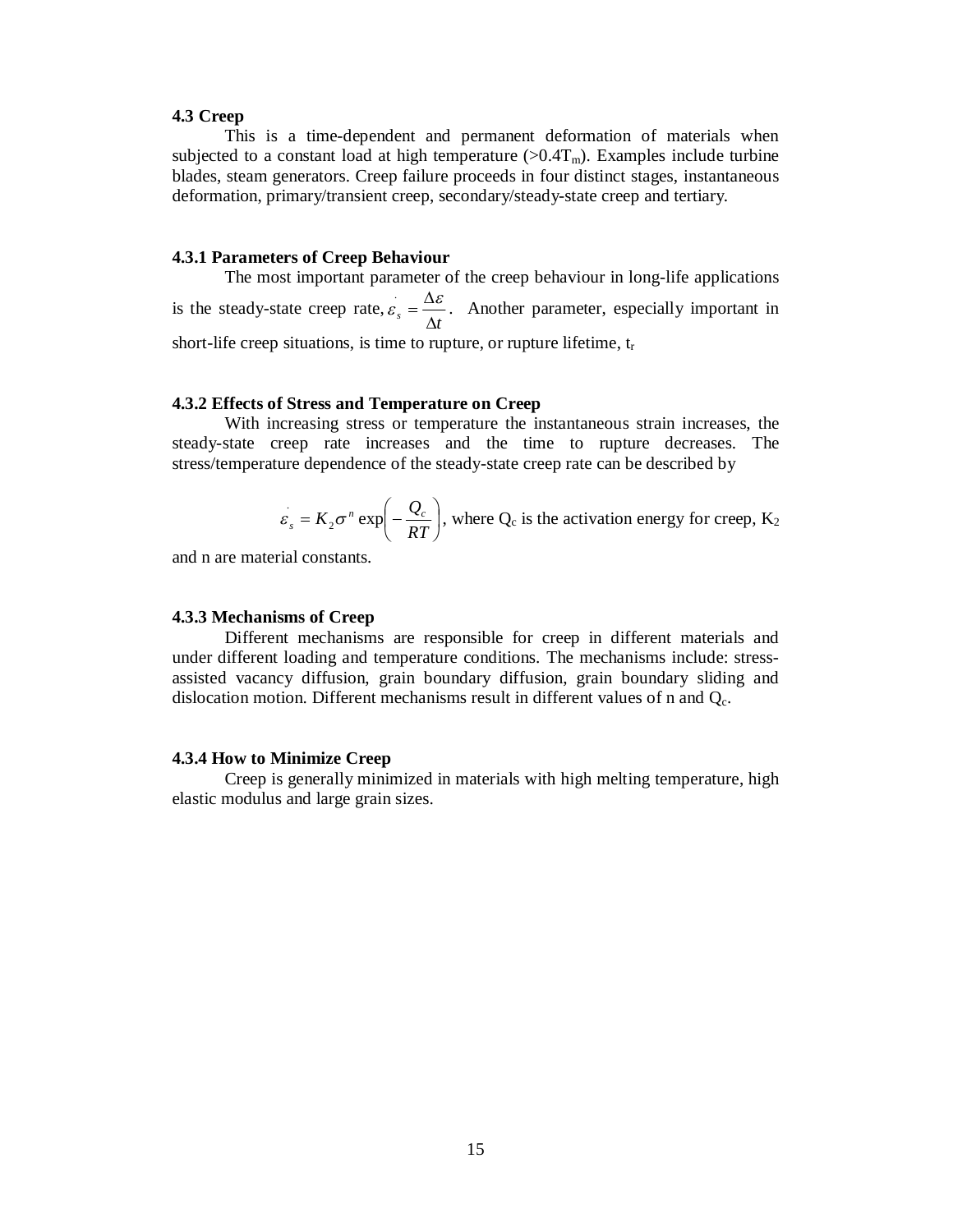### 4.3 Creep

This is a time-dependent and permanent deformation of materials when subjected to a constant load at high temperature (>$0.4T_m$). Examples include turbine blades, steam generators. Creep failure proceeds in four distinct stages, instantaneous deformation, primary/transient creep, secondary/steady-state creep and tertiary.

#### 4.3.1 Parameters of Creep Behaviour

The most important parameter of the creep behaviour in long-life applications is the steady-state creep rate, $\dot{\varepsilon}_s = \frac{\Delta\varepsilon}{\Delta t}$. Another parameter, especially important in short-life creep situations, is time to rupture, or rupture lifetime, $t_r$

#### 4.3.2 Effects of Stress and Temperature on Creep

With increasing stress or temperature the instantaneous strain increases, the steady-state creep rate increases and the time to rupture decreases. The stress/temperature dependence of the steady-state creep rate can be described by

$$\dot{\varepsilon}_s = K_2\sigma^n \exp\left(-\frac{Q_c}{RT}\right)$$, where $Q_c$ is the activation energy for creep, $K_2$ and n are material constants.

#### 4.3.3 Mechanisms of Creep

Different mechanisms are responsible for creep in different materials and under different loading and temperature conditions. The mechanisms include: stress-assisted vacancy diffusion, grain boundary diffusion, grain boundary sliding and dislocation motion. Different mechanisms result in different values of n and $Q_c$.

#### 4.3.4 How to Minimize Creep

Creep is generally minimized in materials with high melting temperature, high elastic modulus and large grain sizes.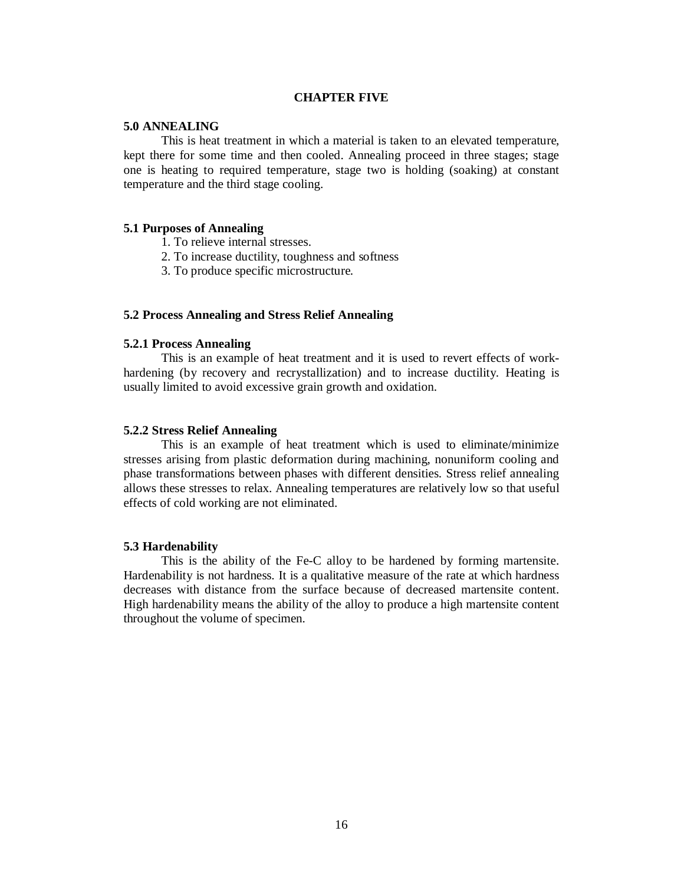# CHAPTER FIVE

## 5.0 ANNEALING

This is heat treatment in which a material is taken to an elevated temperature, kept there for some time and then cooled. Annealing proceed in three stages; stage one is heating to required temperature, stage two is holding (soaking) at constant temperature and the third stage cooling.

## 5.1 Purposes of Annealing

1. To relieve internal stresses.
2. To increase ductility, toughness and softness
3. To produce specific microstructure.

## 5.2 Process Annealing and Stress Relief Annealing

### 5.2.1 Process Annealing

This is an example of heat treatment and it is used to revert effects of work-hardening (by recovery and recrystallization) and to increase ductility. Heating is usually limited to avoid excessive grain growth and oxidation.

### 5.2.2 Stress Relief Annealing

This is an example of heat treatment which is used to eliminate/minimize stresses arising from plastic deformation during machining, nonuniform cooling and phase transformations between phases with different densities. Stress relief annealing allows these stresses to relax. Annealing temperatures are relatively low so that useful effects of cold working are not eliminated.

## 5.3 Hardenability

This is the ability of the Fe-C alloy to be hardened by forming martensite. Hardenability is not hardness. It is a qualitative measure of the rate at which hardness decreases with distance from the surface because of decreased martensite content. High hardenability means the ability of the alloy to produce a high martensite content throughout the volume of specimen.